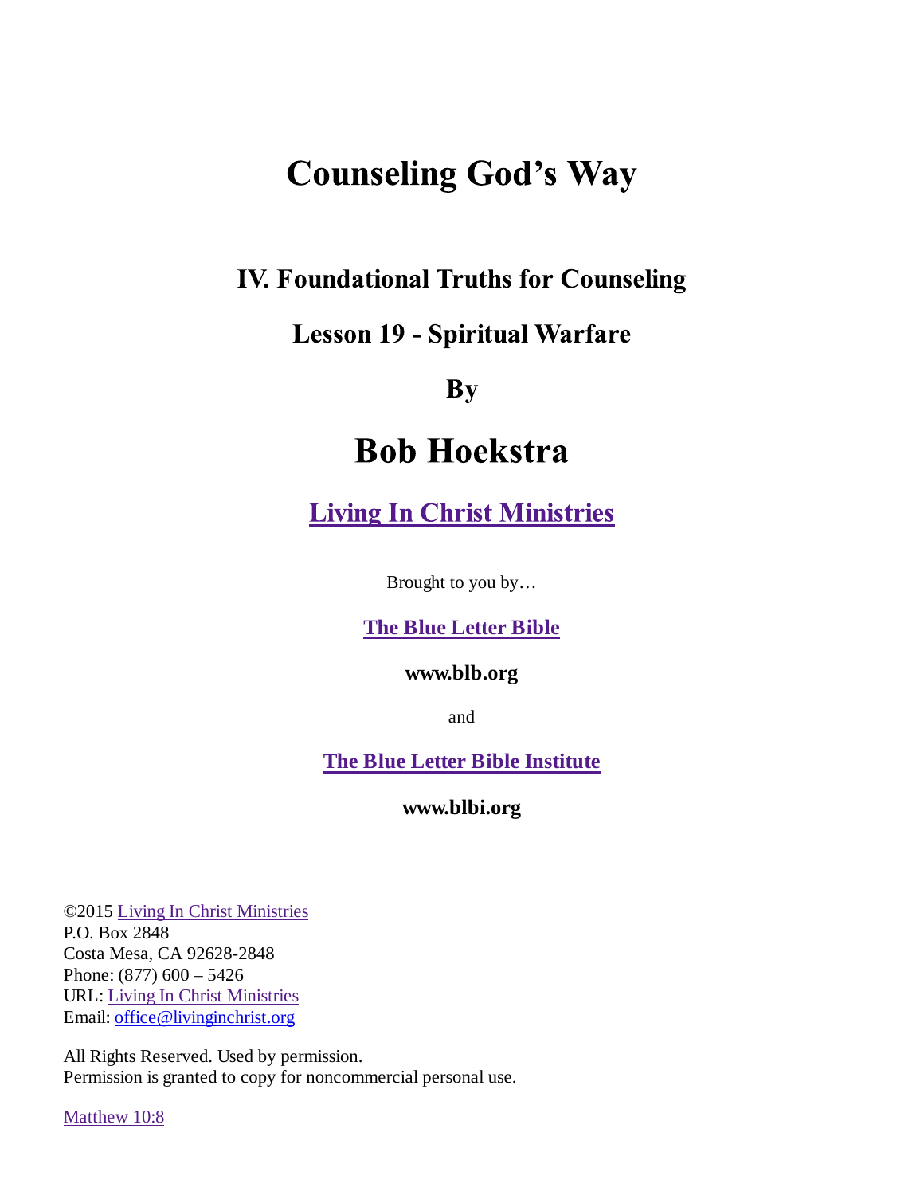# Counseling God's Way

## IV. Foundational Truths for Counseling

## Lesson 19 - Spiritual Warfare

## By

# Bob Hoekstra

## Living In Christ Ministries

Brought to you by…

**The Blue Letter Bible**

**www.blb.org**

and

**The Blue Letter Bible Institute**

**www.blbi.org**

©2015 Living In Christ Ministries
P.O. Box 2848
Costa Mesa, CA 92628-2848
Phone: (877) 600 – 5426
URL: Living In Christ Ministries
Email: office@livinginchrist.org

All Rights Reserved. Used by permission.
Permission is granted to copy for noncommercial personal use.

Matthew 10:8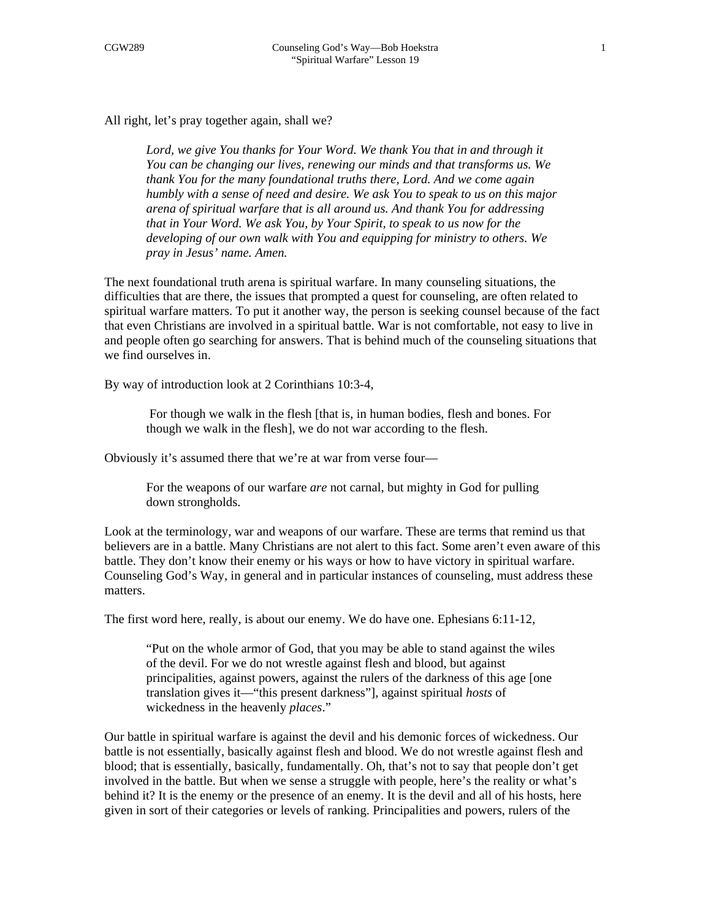All right, let's pray together again, shall we?

> *Lord, we give You thanks for Your Word. We thank You that in and through it You can be changing our lives, renewing our minds and that transforms us. We thank You for the many foundational truths there, Lord. And we come again humbly with a sense of need and desire. We ask You to speak to us on this major arena of spiritual warfare that is all around us. And thank You for addressing that in Your Word. We ask You, by Your Spirit, to speak to us now for the developing of our own walk with You and equipping for ministry to others. We pray in Jesus' name. Amen.*

The next foundational truth arena is spiritual warfare. In many counseling situations, the difficulties that are there, the issues that prompted a quest for counseling, are often related to spiritual warfare matters. To put it another way, the person is seeking counsel because of the fact that even Christians are involved in a spiritual battle. War is not comfortable, not easy to live in and people often go searching for answers. That is behind much of the counseling situations that we find ourselves in.

By way of introduction look at 2 Corinthians 10:3-4,

> For though we walk in the flesh [that is, in human bodies, flesh and bones. For though we walk in the flesh], we do not war according to the flesh.

Obviously it's assumed there that we're at war from verse four—

> For the weapons of our warfare *are* not carnal, but mighty in God for pulling down strongholds.

Look at the terminology, war and weapons of our warfare. These are terms that remind us that believers are in a battle. Many Christians are not alert to this fact. Some aren't even aware of this battle. They don't know their enemy or his ways or how to have victory in spiritual warfare. Counseling God's Way, in general and in particular instances of counseling, must address these matters.

The first word here, really, is about our enemy. We do have one. Ephesians 6:11-12,

> "Put on the whole armor of God, that you may be able to stand against the wiles of the devil. For we do not wrestle against flesh and blood, but against principalities, against powers, against the rulers of the darkness of this age [one translation gives it—"this present darkness"], against spiritual *hosts* of wickedness in the heavenly *places*."

Our battle in spiritual warfare is against the devil and his demonic forces of wickedness. Our battle is not essentially, basically against flesh and blood. We do not wrestle against flesh and blood; that is essentially, basically, fundamentally. Oh, that's not to say that people don't get involved in the battle. But when we sense a struggle with people, here's the reality or what's behind it? It is the enemy or the presence of an enemy. It is the devil and all of his hosts, here given in sort of their categories or levels of ranking. Principalities and powers, rulers of the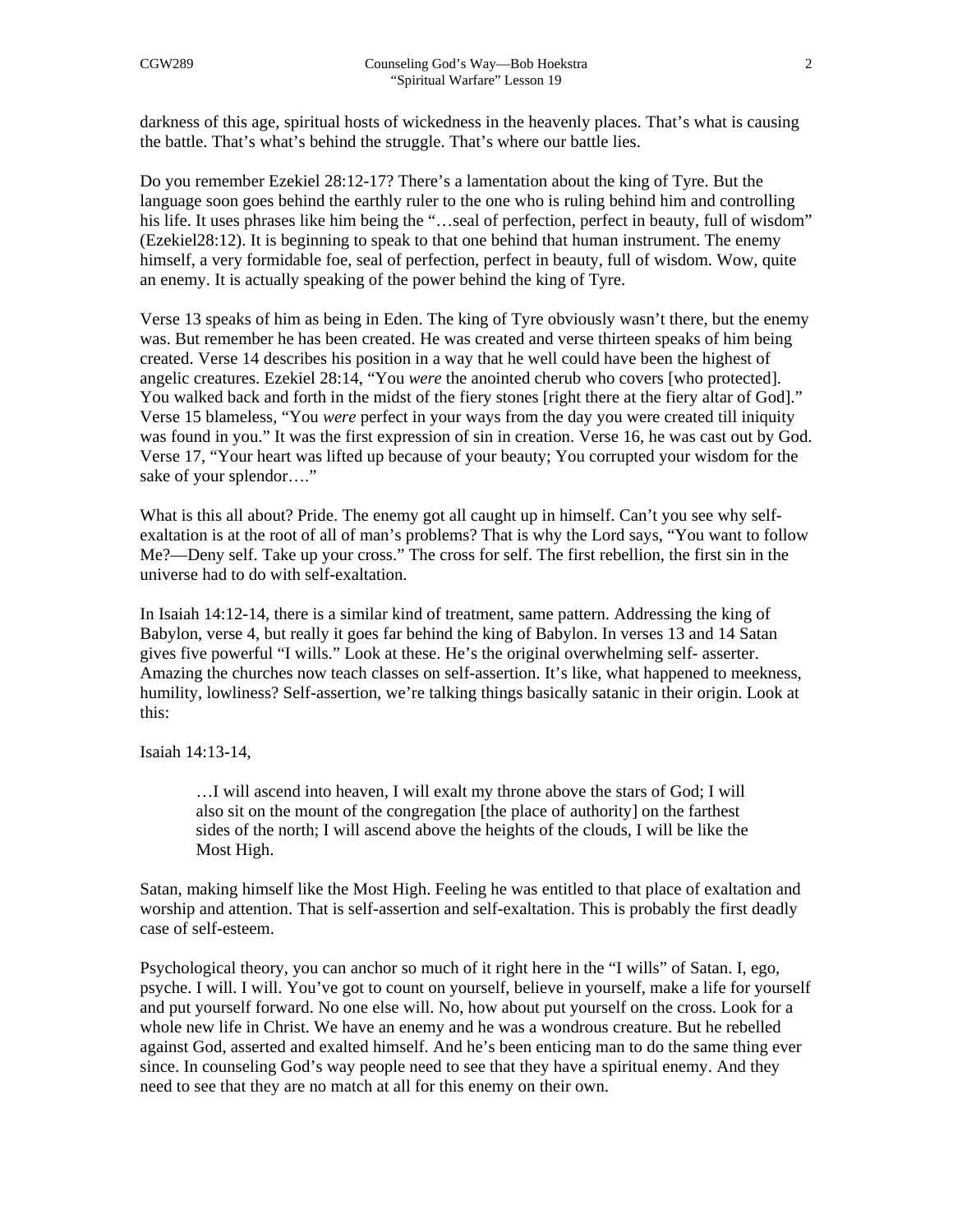darkness of this age, spiritual hosts of wickedness in the heavenly places. That's what is causing the battle. That's what's behind the struggle. That's where our battle lies.

Do you remember Ezekiel 28:12-17? There's a lamentation about the king of Tyre. But the language soon goes behind the earthly ruler to the one who is ruling behind him and controlling his life. It uses phrases like him being the "…seal of perfection, perfect in beauty, full of wisdom" (Ezekiel28:12). It is beginning to speak to that one behind that human instrument. The enemy himself, a very formidable foe, seal of perfection, perfect in beauty, full of wisdom. Wow, quite an enemy. It is actually speaking of the power behind the king of Tyre.

Verse 13 speaks of him as being in Eden. The king of Tyre obviously wasn't there, but the enemy was. But remember he has been created. He was created and verse thirteen speaks of him being created. Verse 14 describes his position in a way that he well could have been the highest of angelic creatures. Ezekiel 28:14, "You *were* the anointed cherub who covers [who protected]. You walked back and forth in the midst of the fiery stones [right there at the fiery altar of God]." Verse 15 blameless, "You *were* perfect in your ways from the day you were created till iniquity was found in you." It was the first expression of sin in creation. Verse 16, he was cast out by God. Verse 17, "Your heart was lifted up because of your beauty; You corrupted your wisdom for the sake of your splendor…."

What is this all about? Pride. The enemy got all caught up in himself. Can't you see why self-exaltation is at the root of all of man's problems? That is why the Lord says, "You want to follow Me?—Deny self. Take up your cross." The cross for self. The first rebellion, the first sin in the universe had to do with self-exaltation.

In Isaiah 14:12-14, there is a similar kind of treatment, same pattern. Addressing the king of Babylon, verse 4, but really it goes far behind the king of Babylon. In verses 13 and 14 Satan gives five powerful "I wills." Look at these. He's the original overwhelming self- asserter. Amazing the churches now teach classes on self-assertion. It's like, what happened to meekness, humility, lowliness? Self-assertion, we're talking things basically satanic in their origin. Look at this:

Isaiah 14:13-14,

> …I will ascend into heaven, I will exalt my throne above the stars of God; I will also sit on the mount of the congregation [the place of authority] on the farthest sides of the north; I will ascend above the heights of the clouds, I will be like the Most High.

Satan, making himself like the Most High. Feeling he was entitled to that place of exaltation and worship and attention. That is self-assertion and self-exaltation. This is probably the first deadly case of self-esteem.

Psychological theory, you can anchor so much of it right here in the "I wills" of Satan. I, ego, psyche. I will. I will. You've got to count on yourself, believe in yourself, make a life for yourself and put yourself forward. No one else will. No, how about put yourself on the cross. Look for a whole new life in Christ. We have an enemy and he was a wondrous creature. But he rebelled against God, asserted and exalted himself. And he's been enticing man to do the same thing ever since. In counseling God's way people need to see that they have a spiritual enemy. And they need to see that they are no match at all for this enemy on their own.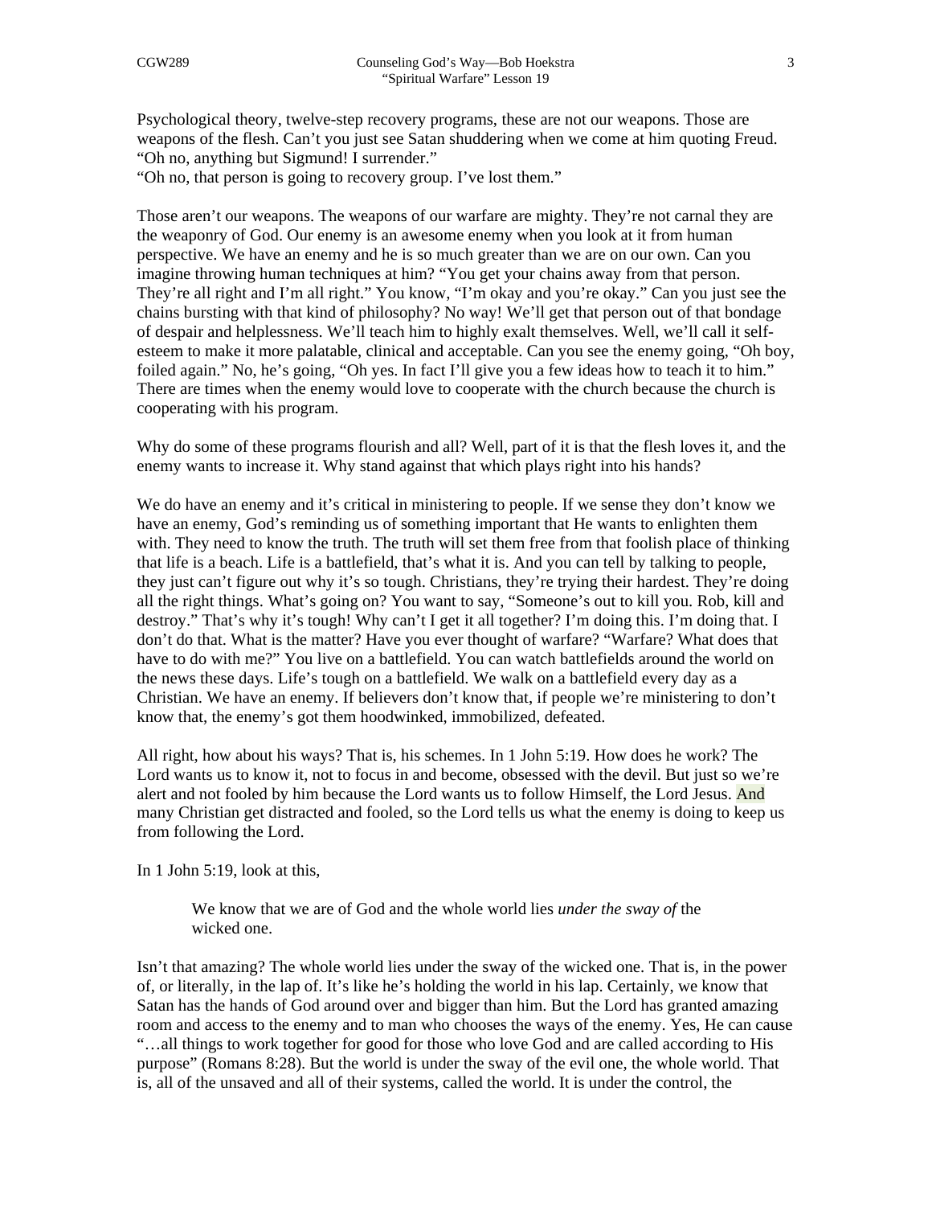Psychological theory, twelve-step recovery programs, these are not our weapons. Those are weapons of the flesh. Can't you just see Satan shuddering when we come at him quoting Freud. "Oh no, anything but Sigmund! I surrender."
"Oh no, that person is going to recovery group. I've lost them."

Those aren't our weapons. The weapons of our warfare are mighty. They're not carnal they are the weaponry of God. Our enemy is an awesome enemy when you look at it from human perspective. We have an enemy and he is so much greater than we are on our own. Can you imagine throwing human techniques at him? "You get your chains away from that person. They're all right and I'm all right." You know, "I'm okay and you're okay." Can you just see the chains bursting with that kind of philosophy? No way! We'll get that person out of that bondage of despair and helplessness. We'll teach him to highly exalt themselves. Well, we'll call it self-esteem to make it more palatable, clinical and acceptable. Can you see the enemy going, "Oh boy, foiled again." No, he's going, "Oh yes. In fact I'll give you a few ideas how to teach it to him." There are times when the enemy would love to cooperate with the church because the church is cooperating with his program.

Why do some of these programs flourish and all? Well, part of it is that the flesh loves it, and the enemy wants to increase it. Why stand against that which plays right into his hands?

We do have an enemy and it's critical in ministering to people. If we sense they don't know we have an enemy, God's reminding us of something important that He wants to enlighten them with. They need to know the truth. The truth will set them free from that foolish place of thinking that life is a beach. Life is a battlefield, that's what it is. And you can tell by talking to people, they just can't figure out why it's so tough. Christians, they're trying their hardest. They're doing all the right things. What's going on? You want to say, "Someone's out to kill you. Rob, kill and destroy." That's why it's tough! Why can't I get it all together? I'm doing this. I'm doing that. I don't do that. What is the matter? Have you ever thought of warfare? "Warfare? What does that have to do with me?" You live on a battlefield. You can watch battlefields around the world on the news these days. Life's tough on a battlefield. We walk on a battlefield every day as a Christian. We have an enemy. If believers don't know that, if people we're ministering to don't know that, the enemy's got them hoodwinked, immobilized, defeated.

All right, how about his ways? That is, his schemes. In 1 John 5:19. How does he work? The Lord wants us to know it, not to focus in and become, obsessed with the devil. But just so we're alert and not fooled by him because the Lord wants us to follow Himself, the Lord Jesus. And many Christian get distracted and fooled, so the Lord tells us what the enemy is doing to keep us from following the Lord.

In 1 John 5:19, look at this,

> We know that we are of God and the whole world lies *under the sway of* the wicked one.

Isn't that amazing? The whole world lies under the sway of the wicked one. That is, in the power of, or literally, in the lap of. It's like he's holding the world in his lap. Certainly, we know that Satan has the hands of God around over and bigger than him. But the Lord has granted amazing room and access to the enemy and to man who chooses the ways of the enemy. Yes, He can cause "…all things to work together for good for those who love God and are called according to His purpose" (Romans 8:28). But the world is under the sway of the evil one, the whole world. That is, all of the unsaved and all of their systems, called the world. It is under the control, the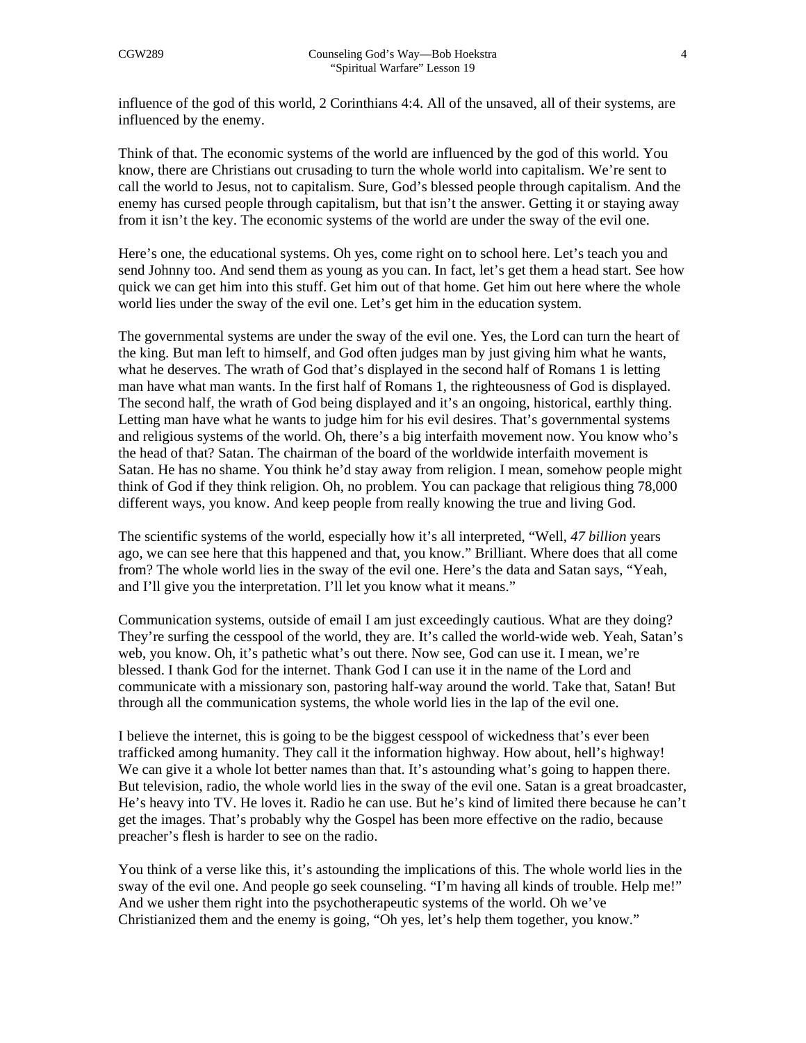influence of the god of this world, 2 Corinthians 4:4. All of the unsaved, all of their systems, are influenced by the enemy.

Think of that. The economic systems of the world are influenced by the god of this world. You know, there are Christians out crusading to turn the whole world into capitalism. We're sent to call the world to Jesus, not to capitalism. Sure, God's blessed people through capitalism. And the enemy has cursed people through capitalism, but that isn't the answer. Getting it or staying away from it isn't the key. The economic systems of the world are under the sway of the evil one.

Here's one, the educational systems. Oh yes, come right on to school here. Let's teach you and send Johnny too. And send them as young as you can. In fact, let's get them a head start. See how quick we can get him into this stuff. Get him out of that home. Get him out here where the whole world lies under the sway of the evil one. Let's get him in the education system.

The governmental systems are under the sway of the evil one. Yes, the Lord can turn the heart of the king. But man left to himself, and God often judges man by just giving him what he wants, what he deserves. The wrath of God that's displayed in the second half of Romans 1 is letting man have what man wants. In the first half of Romans 1, the righteousness of God is displayed. The second half, the wrath of God being displayed and it's an ongoing, historical, earthly thing. Letting man have what he wants to judge him for his evil desires. That's governmental systems and religious systems of the world. Oh, there's a big interfaith movement now. You know who's the head of that? Satan. The chairman of the board of the worldwide interfaith movement is Satan. He has no shame. You think he'd stay away from religion. I mean, somehow people might think of God if they think religion. Oh, no problem. You can package that religious thing 78,000 different ways, you know. And keep people from really knowing the true and living God.

The scientific systems of the world, especially how it's all interpreted, "Well, *47 billion* years ago, we can see here that this happened and that, you know." Brilliant. Where does that all come from? The whole world lies in the sway of the evil one. Here's the data and Satan says, "Yeah, and I'll give you the interpretation. I'll let you know what it means."

Communication systems, outside of email I am just exceedingly cautious. What are they doing? They're surfing the cesspool of the world, they are. It's called the world-wide web. Yeah, Satan's web, you know. Oh, it's pathetic what's out there. Now see, God can use it. I mean, we're blessed. I thank God for the internet. Thank God I can use it in the name of the Lord and communicate with a missionary son, pastoring half-way around the world. Take that, Satan! But through all the communication systems, the whole world lies in the lap of the evil one.

I believe the internet, this is going to be the biggest cesspool of wickedness that's ever been trafficked among humanity. They call it the information highway. How about, hell's highway! We can give it a whole lot better names than that. It's astounding what's going to happen there. But television, radio, the whole world lies in the sway of the evil one. Satan is a great broadcaster, He's heavy into TV. He loves it. Radio he can use. But he's kind of limited there because he can't get the images. That's probably why the Gospel has been more effective on the radio, because preacher's flesh is harder to see on the radio.

You think of a verse like this, it's astounding the implications of this. The whole world lies in the sway of the evil one. And people go seek counseling. "I'm having all kinds of trouble. Help me!" And we usher them right into the psychotherapeutic systems of the world. Oh we've Christianized them and the enemy is going, "Oh yes, let's help them together, you know."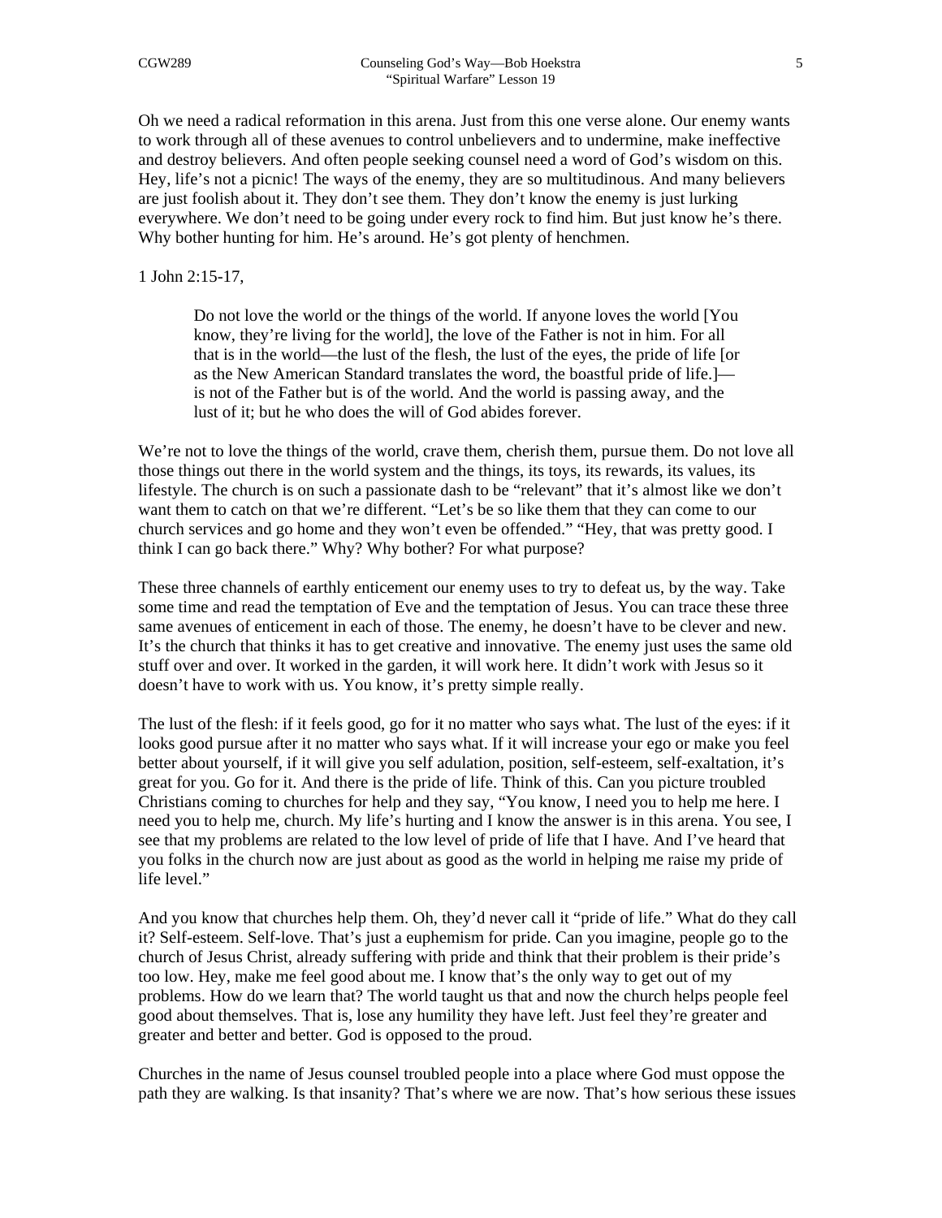Oh we need a radical reformation in this arena. Just from this one verse alone. Our enemy wants to work through all of these avenues to control unbelievers and to undermine, make ineffective and destroy believers. And often people seeking counsel need a word of God's wisdom on this. Hey, life's not a picnic! The ways of the enemy, they are so multitudinous. And many believers are just foolish about it. They don't see them. They don't know the enemy is just lurking everywhere. We don't need to be going under every rock to find him. But just know he's there. Why bother hunting for him. He's around. He's got plenty of henchmen.

1 John 2:15-17,

> Do not love the world or the things of the world. If anyone loves the world [You know, they're living for the world], the love of the Father is not in him. For all that is in the world—the lust of the flesh, the lust of the eyes, the pride of life [or as the New American Standard translates the word, the boastful pride of life.]—is not of the Father but is of the world. And the world is passing away, and the lust of it; but he who does the will of God abides forever.

We're not to love the things of the world, crave them, cherish them, pursue them. Do not love all those things out there in the world system and the things, its toys, its rewards, its values, its lifestyle. The church is on such a passionate dash to be "relevant" that it's almost like we don't want them to catch on that we're different. "Let's be so like them that they can come to our church services and go home and they won't even be offended." "Hey, that was pretty good. I think I can go back there." Why? Why bother? For what purpose?

These three channels of earthly enticement our enemy uses to try to defeat us, by the way. Take some time and read the temptation of Eve and the temptation of Jesus. You can trace these three same avenues of enticement in each of those. The enemy, he doesn't have to be clever and new. It's the church that thinks it has to get creative and innovative. The enemy just uses the same old stuff over and over. It worked in the garden, it will work here. It didn't work with Jesus so it doesn't have to work with us. You know, it's pretty simple really.

The lust of the flesh: if it feels good, go for it no matter who says what. The lust of the eyes: if it looks good pursue after it no matter who says what. If it will increase your ego or make you feel better about yourself, if it will give you self adulation, position, self-esteem, self-exaltation, it's great for you. Go for it. And there is the pride of life. Think of this. Can you picture troubled Christians coming to churches for help and they say, "You know, I need you to help me here. I need you to help me, church. My life's hurting and I know the answer is in this arena. You see, I see that my problems are related to the low level of pride of life that I have. And I've heard that you folks in the church now are just about as good as the world in helping me raise my pride of life level."

And you know that churches help them. Oh, they'd never call it "pride of life." What do they call it? Self-esteem. Self-love. That's just a euphemism for pride. Can you imagine, people go to the church of Jesus Christ, already suffering with pride and think that their problem is their pride's too low. Hey, make me feel good about me. I know that's the only way to get out of my problems. How do we learn that? The world taught us that and now the church helps people feel good about themselves. That is, lose any humility they have left. Just feel they're greater and greater and better and better. God is opposed to the proud.

Churches in the name of Jesus counsel troubled people into a place where God must oppose the path they are walking. Is that insanity? That's where we are now. That's how serious these issues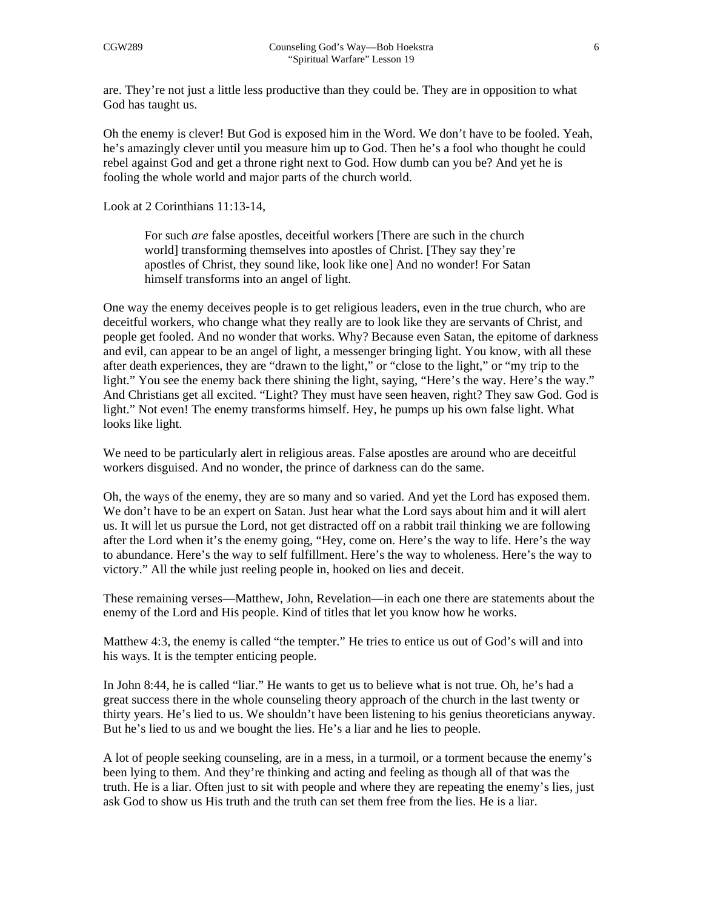are. They're not just a little less productive than they could be. They are in opposition to what God has taught us.

Oh the enemy is clever! But God is exposed him in the Word. We don't have to be fooled. Yeah, he's amazingly clever until you measure him up to God. Then he's a fool who thought he could rebel against God and get a throne right next to God. How dumb can you be? And yet he is fooling the whole world and major parts of the church world.

Look at 2 Corinthians 11:13-14,

> For such *are* false apostles, deceitful workers [There are such in the church world] transforming themselves into apostles of Christ. [They say they're apostles of Christ, they sound like, look like one] And no wonder! For Satan himself transforms into an angel of light.

One way the enemy deceives people is to get religious leaders, even in the true church, who are deceitful workers, who change what they really are to look like they are servants of Christ, and people get fooled. And no wonder that works. Why? Because even Satan, the epitome of darkness and evil, can appear to be an angel of light, a messenger bringing light. You know, with all these after death experiences, they are "drawn to the light," or "close to the light," or "my trip to the light." You see the enemy back there shining the light, saying, "Here's the way. Here's the way." And Christians get all excited. "Light? They must have seen heaven, right? They saw God. God is light." Not even! The enemy transforms himself. Hey, he pumps up his own false light. What looks like light.

We need to be particularly alert in religious areas. False apostles are around who are deceitful workers disguised. And no wonder, the prince of darkness can do the same.

Oh, the ways of the enemy, they are so many and so varied. And yet the Lord has exposed them. We don't have to be an expert on Satan. Just hear what the Lord says about him and it will alert us. It will let us pursue the Lord, not get distracted off on a rabbit trail thinking we are following after the Lord when it's the enemy going, "Hey, come on. Here's the way to life. Here's the way to abundance. Here's the way to self fulfillment. Here's the way to wholeness. Here's the way to victory." All the while just reeling people in, hooked on lies and deceit.

These remaining verses—Matthew, John, Revelation—in each one there are statements about the enemy of the Lord and His people. Kind of titles that let you know how he works.

Matthew 4:3, the enemy is called "the tempter." He tries to entice us out of God's will and into his ways. It is the tempter enticing people.

In John 8:44, he is called "liar." He wants to get us to believe what is not true. Oh, he's had a great success there in the whole counseling theory approach of the church in the last twenty or thirty years. He's lied to us. We shouldn't have been listening to his genius theoreticians anyway. But he's lied to us and we bought the lies. He's a liar and he lies to people.

A lot of people seeking counseling, are in a mess, in a turmoil, or a torment because the enemy's been lying to them. And they're thinking and acting and feeling as though all of that was the truth. He is a liar. Often just to sit with people and where they are repeating the enemy's lies, just ask God to show us His truth and the truth can set them free from the lies. He is a liar.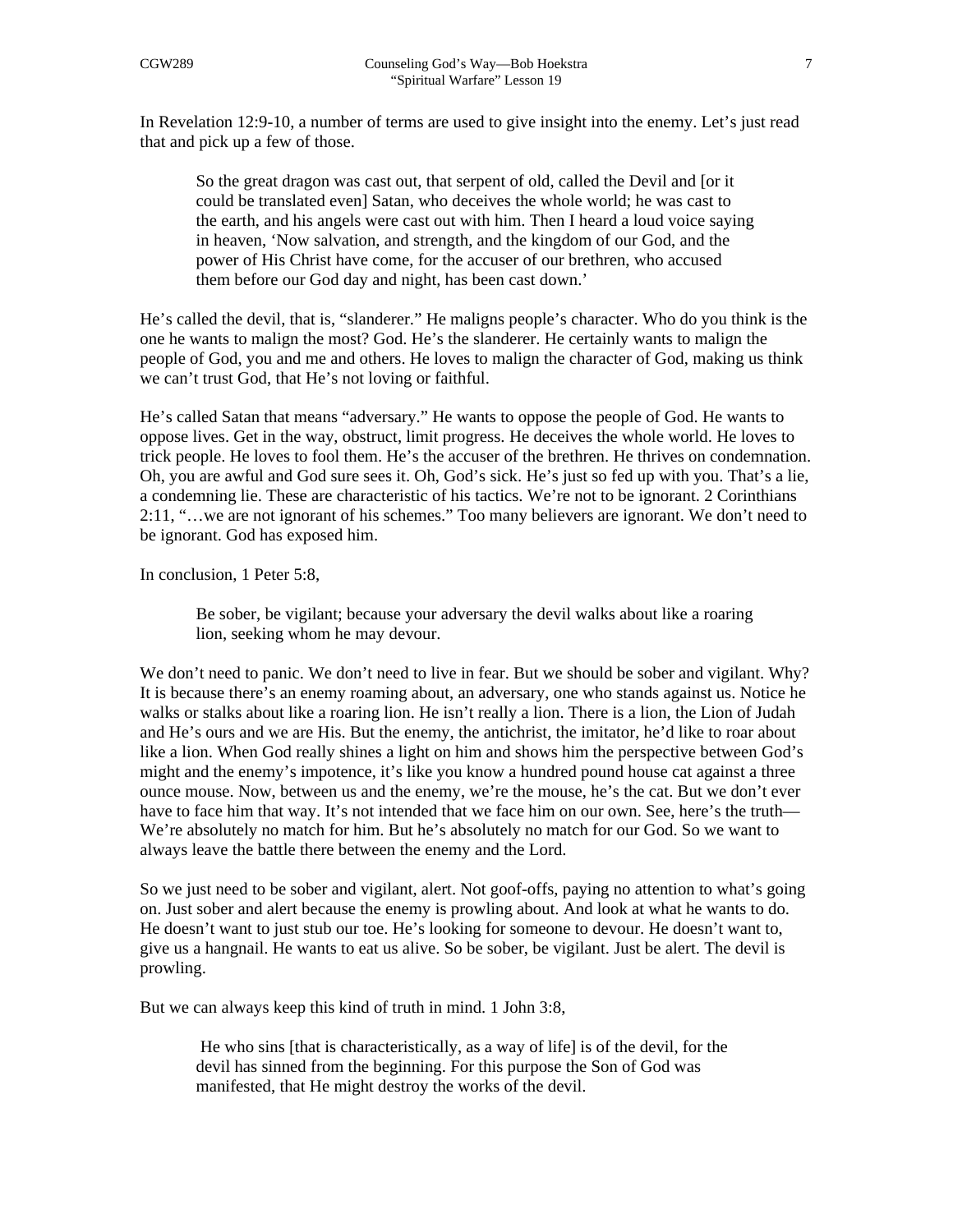In Revelation 12:9-10, a number of terms are used to give insight into the enemy. Let's just read that and pick up a few of those.

> So the great dragon was cast out, that serpent of old, called the Devil and [or it could be translated even] Satan, who deceives the whole world; he was cast to the earth, and his angels were cast out with him. Then I heard a loud voice saying in heaven, 'Now salvation, and strength, and the kingdom of our God, and the power of His Christ have come, for the accuser of our brethren, who accused them before our God day and night, has been cast down.'

He's called the devil, that is, "slanderer." He maligns people's character. Who do you think is the one he wants to malign the most? God. He's the slanderer. He certainly wants to malign the people of God, you and me and others. He loves to malign the character of God, making us think we can't trust God, that He's not loving or faithful.

He's called Satan that means "adversary." He wants to oppose the people of God. He wants to oppose lives. Get in the way, obstruct, limit progress. He deceives the whole world. He loves to trick people. He loves to fool them. He's the accuser of the brethren. He thrives on condemnation. Oh, you are awful and God sure sees it. Oh, God's sick. He's just so fed up with you. That's a lie, a condemning lie. These are characteristic of his tactics. We're not to be ignorant. 2 Corinthians 2:11, "…we are not ignorant of his schemes." Too many believers are ignorant. We don't need to be ignorant. God has exposed him.

In conclusion, 1 Peter 5:8,

> Be sober, be vigilant; because your adversary the devil walks about like a roaring lion, seeking whom he may devour.

We don't need to panic. We don't need to live in fear. But we should be sober and vigilant. Why? It is because there's an enemy roaming about, an adversary, one who stands against us. Notice he walks or stalks about like a roaring lion. He isn't really a lion. There is a lion, the Lion of Judah and He's ours and we are His. But the enemy, the antichrist, the imitator, he'd like to roar about like a lion. When God really shines a light on him and shows him the perspective between God's might and the enemy's impotence, it's like you know a hundred pound house cat against a three ounce mouse. Now, between us and the enemy, we're the mouse, he's the cat. But we don't ever have to face him that way. It's not intended that we face him on our own. See, here's the truth—We're absolutely no match for him. But he's absolutely no match for our God. So we want to always leave the battle there between the enemy and the Lord.

So we just need to be sober and vigilant, alert. Not goof-offs, paying no attention to what's going on. Just sober and alert because the enemy is prowling about. And look at what he wants to do. He doesn't want to just stub our toe. He's looking for someone to devour. He doesn't want to, give us a hangnail. He wants to eat us alive. So be sober, be vigilant. Just be alert. The devil is prowling.

But we can always keep this kind of truth in mind. 1 John 3:8,

> He who sins [that is characteristically, as a way of life] is of the devil, for the devil has sinned from the beginning. For this purpose the Son of God was manifested, that He might destroy the works of the devil.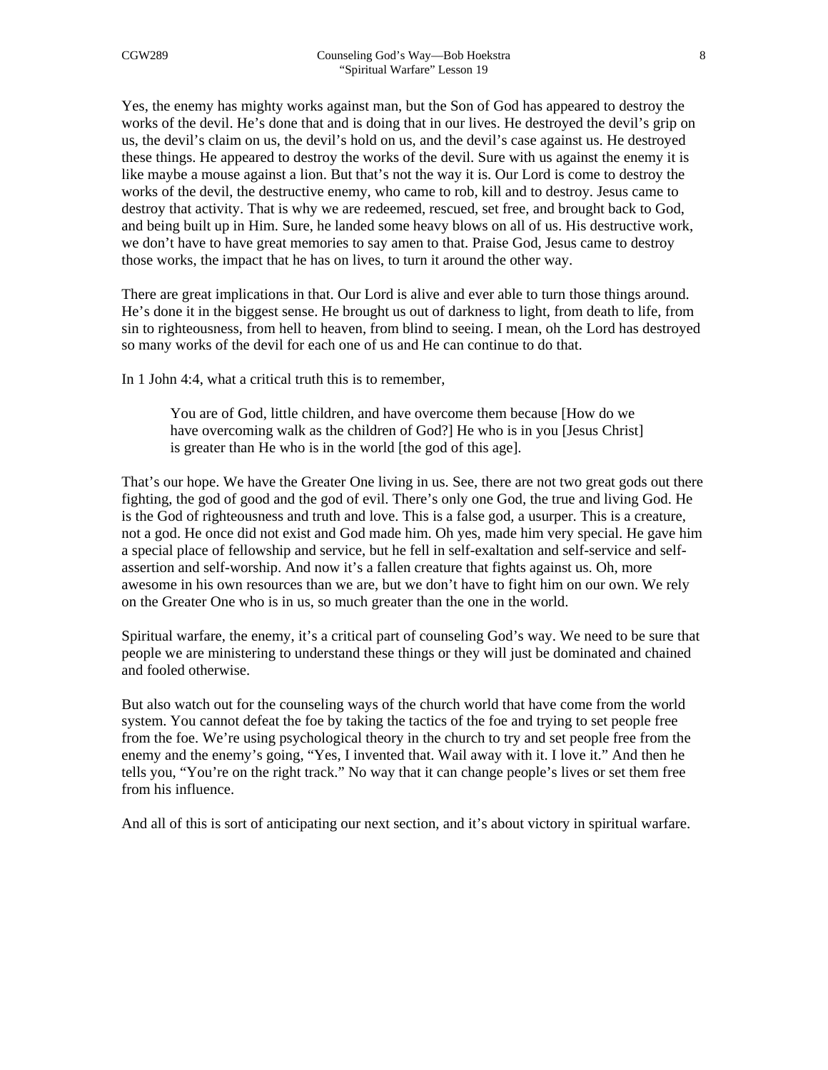Yes, the enemy has mighty works against man, but the Son of God has appeared to destroy the works of the devil. He's done that and is doing that in our lives. He destroyed the devil's grip on us, the devil's claim on us, the devil's hold on us, and the devil's case against us. He destroyed these things. He appeared to destroy the works of the devil. Sure with us against the enemy it is like maybe a mouse against a lion. But that's not the way it is. Our Lord is come to destroy the works of the devil, the destructive enemy, who came to rob, kill and to destroy. Jesus came to destroy that activity. That is why we are redeemed, rescued, set free, and brought back to God, and being built up in Him. Sure, he landed some heavy blows on all of us. His destructive work, we don't have to have great memories to say amen to that. Praise God, Jesus came to destroy those works, the impact that he has on lives, to turn it around the other way.

There are great implications in that. Our Lord is alive and ever able to turn those things around. He's done it in the biggest sense. He brought us out of darkness to light, from death to life, from sin to righteousness, from hell to heaven, from blind to seeing. I mean, oh the Lord has destroyed so many works of the devil for each one of us and He can continue to do that.

In 1 John 4:4, what a critical truth this is to remember,

> You are of God, little children, and have overcome them because [How do we have overcoming walk as the children of God?] He who is in you [Jesus Christ] is greater than He who is in the world [the god of this age].

That's our hope. We have the Greater One living in us. See, there are not two great gods out there fighting, the god of good and the god of evil. There's only one God, the true and living God. He is the God of righteousness and truth and love. This is a false god, a usurper. This is a creature, not a god. He once did not exist and God made him. Oh yes, made him very special. He gave him a special place of fellowship and service, but he fell in self-exaltation and self-service and self-assertion and self-worship. And now it's a fallen creature that fights against us. Oh, more awesome in his own resources than we are, but we don't have to fight him on our own. We rely on the Greater One who is in us, so much greater than the one in the world.

Spiritual warfare, the enemy, it's a critical part of counseling God's way. We need to be sure that people we are ministering to understand these things or they will just be dominated and chained and fooled otherwise.

But also watch out for the counseling ways of the church world that have come from the world system. You cannot defeat the foe by taking the tactics of the foe and trying to set people free from the foe. We're using psychological theory in the church to try and set people free from the enemy and the enemy's going, "Yes, I invented that. Wail away with it. I love it." And then he tells you, "You're on the right track." No way that it can change people's lives or set them free from his influence.

And all of this is sort of anticipating our next section, and it's about victory in spiritual warfare.